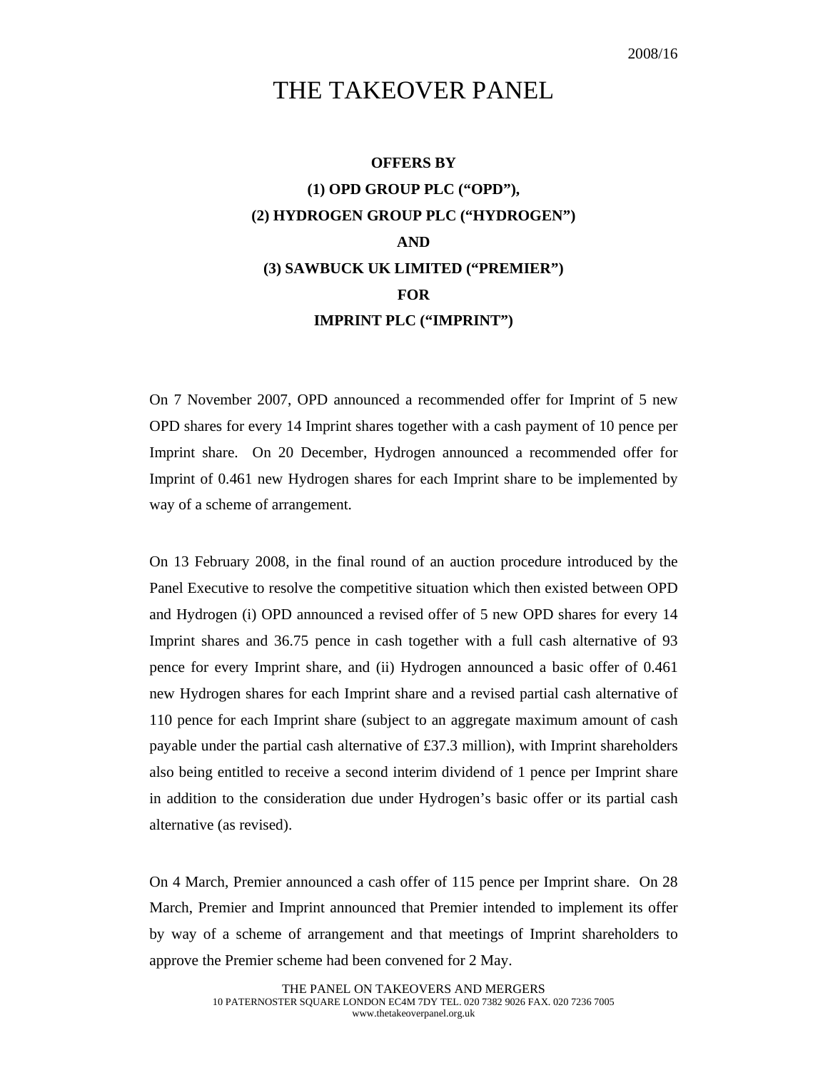2008/16

# THE TAKEOVER PANEL

**OFFERS BY**

**(1) OPD GROUP PLC ("OPD"),**

**(2) HYDROGEN GROUP PLC ("HYDROGEN")**

**AND**

**(3) SAWBUCK UK LIMITED ("PREMIER")**

**FOR**

**IMPRINT PLC ("IMPRINT")**

On 7 November 2007, OPD announced a recommended offer for Imprint of 5 new OPD shares for every 14 Imprint shares together with a cash payment of 10 pence per Imprint share. On 20 December, Hydrogen announced a recommended offer for Imprint of 0.461 new Hydrogen shares for each Imprint share to be implemented by way of a scheme of arrangement.

On 13 February 2008, in the final round of an auction procedure introduced by the Panel Executive to resolve the competitive situation which then existed between OPD and Hydrogen (i) OPD announced a revised offer of 5 new OPD shares for every 14 Imprint shares and 36.75 pence in cash together with a full cash alternative of 93 pence for every Imprint share, and (ii) Hydrogen announced a basic offer of 0.461 new Hydrogen shares for each Imprint share and a revised partial cash alternative of 110 pence for each Imprint share (subject to an aggregate maximum amount of cash payable under the partial cash alternative of £37.3 million), with Imprint shareholders also being entitled to receive a second interim dividend of 1 pence per Imprint share in addition to the consideration due under Hydrogen's basic offer or its partial cash alternative (as revised).

On 4 March, Premier announced a cash offer of 115 pence per Imprint share. On 28 March, Premier and Imprint announced that Premier intended to implement its offer by way of a scheme of arrangement and that meetings of Imprint shareholders to approve the Premier scheme had been convened for 2 May.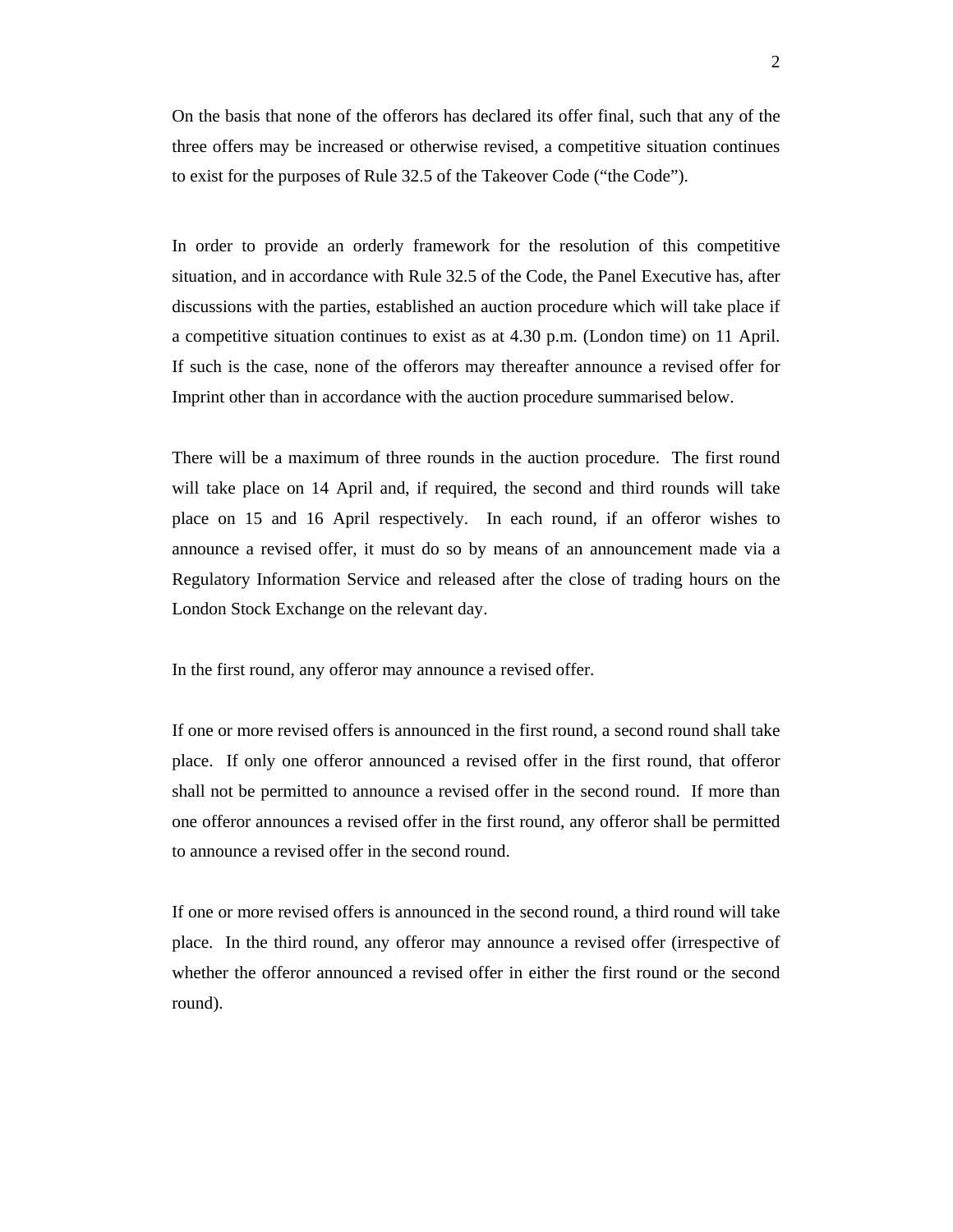On the basis that none of the offerors has declared its offer final, such that any of the three offers may be increased or otherwise revised, a competitive situation continues to exist for the purposes of Rule 32.5 of the Takeover Code ("the Code").

In order to provide an orderly framework for the resolution of this competitive situation, and in accordance with Rule 32.5 of the Code, the Panel Executive has, after discussions with the parties, established an auction procedure which will take place if a competitive situation continues to exist as at 4.30 p.m. (London time) on 11 April. If such is the case, none of the offerors may thereafter announce a revised offer for Imprint other than in accordance with the auction procedure summarised below.

There will be a maximum of three rounds in the auction procedure. The first round will take place on 14 April and, if required, the second and third rounds will take place on 15 and 16 April respectively. In each round, if an offeror wishes to announce a revised offer, it must do so by means of an announcement made via a Regulatory Information Service and released after the close of trading hours on the London Stock Exchange on the relevant day.

In the first round, any offeror may announce a revised offer.

If one or more revised offers is announced in the first round, a second round shall take place. If only one offeror announced a revised offer in the first round, that offeror shall not be permitted to announce a revised offer in the second round. If more than one offeror announces a revised offer in the first round, any offeror shall be permitted to announce a revised offer in the second round.

If one or more revised offers is announced in the second round, a third round will take place. In the third round, any offeror may announce a revised offer (irrespective of whether the offeror announced a revised offer in either the first round or the second round).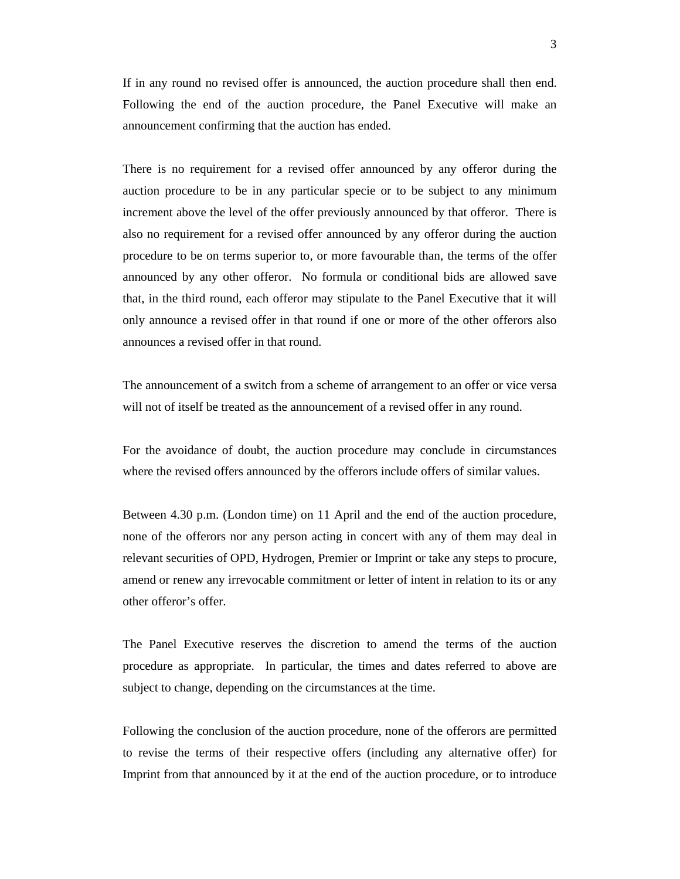If in any round no revised offer is announced, the auction procedure shall then end. Following the end of the auction procedure, the Panel Executive will make an announcement confirming that the auction has ended.

There is no requirement for a revised offer announced by any offeror during the auction procedure to be in any particular specie or to be subject to any minimum increment above the level of the offer previously announced by that offeror. There is also no requirement for a revised offer announced by any offeror during the auction procedure to be on terms superior to, or more favourable than, the terms of the offer announced by any other offeror. No formula or conditional bids are allowed save that, in the third round, each offeror may stipulate to the Panel Executive that it will only announce a revised offer in that round if one or more of the other offerors also announces a revised offer in that round.

The announcement of a switch from a scheme of arrangement to an offer or vice versa will not of itself be treated as the announcement of a revised offer in any round.

For the avoidance of doubt, the auction procedure may conclude in circumstances where the revised offers announced by the offerors include offers of similar values.

Between 4.30 p.m. (London time) on 11 April and the end of the auction procedure, none of the offerors nor any person acting in concert with any of them may deal in relevant securities of OPD, Hydrogen, Premier or Imprint or take any steps to procure, amend or renew any irrevocable commitment or letter of intent in relation to its or any other offeror's offer.

The Panel Executive reserves the discretion to amend the terms of the auction procedure as appropriate. In particular, the times and dates referred to above are subject to change, depending on the circumstances at the time.

Following the conclusion of the auction procedure, none of the offerors are permitted to revise the terms of their respective offers (including any alternative offer) for Imprint from that announced by it at the end of the auction procedure, or to introduce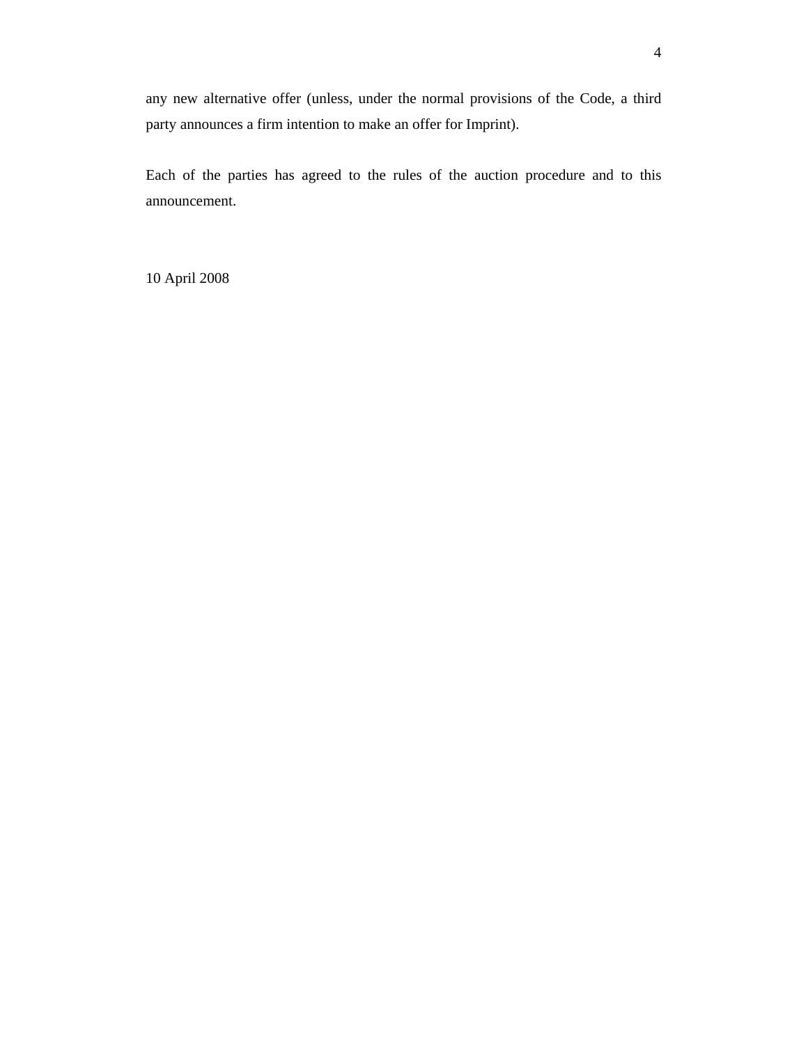any new alternative offer (unless, under the normal provisions of the Code, a third party announces a firm intention to make an offer for Imprint).

Each of the parties has agreed to the rules of the auction procedure and to this announcement.

10 April 2008